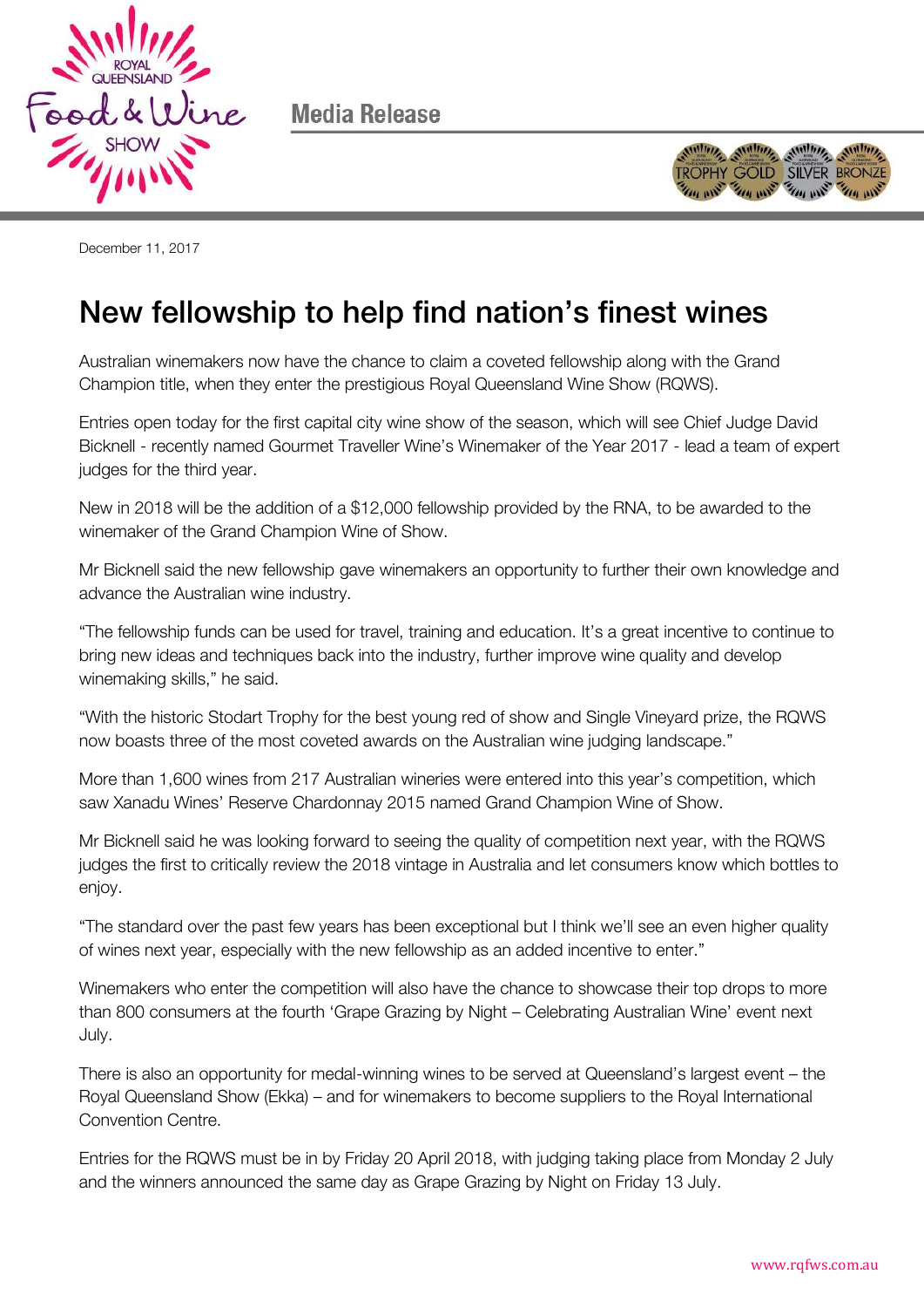Media Release

December 11, 2017

# New fellowship to help find nation's finest wines

Australian winemakers now have the chance to claim a coveted fellowship along with the Grand Champion title, when they enter the prestigious Royal Queensland Wine Show (RQWS).

Entries open today for the first capital city wine show of the season, which will see Chief Judge David Bicknell - recently named Gourmet Traveller Wine's Winemaker of the Year 2017 - lead a team of expert judges for the third year.

New in 2018 will be the addition of a $12,000 fellowship provided by the RNA, to be awarded to the winemaker of the Grand Champion Wine of Show.

Mr Bicknell said the new fellowship gave winemakers an opportunity to further their own knowledge and advance the Australian wine industry.

"The fellowship funds can be used for travel, training and education. It's a great incentive to continue to bring new ideas and techniques back into the industry, further improve wine quality and develop winemaking skills," he said.

"With the historic Stodart Trophy for the best young red of show and Single Vineyard prize, the RQWS now boasts three of the most coveted awards on the Australian wine judging landscape."

More than 1,600 wines from 217 Australian wineries were entered into this year's competition, which saw Xanadu Wines' Reserve Chardonnay 2015 named Grand Champion Wine of Show.

Mr Bicknell said he was looking forward to seeing the quality of competition next year, with the RQWS judges the first to critically review the 2018 vintage in Australia and let consumers know which bottles to enjoy.

"The standard over the past few years has been exceptional but I think we'll see an even higher quality of wines next year, especially with the new fellowship as an added incentive to enter."

Winemakers who enter the competition will also have the chance to showcase their top drops to more than 800 consumers at the fourth 'Grape Grazing by Night – Celebrating Australian Wine' event next July.

There is also an opportunity for medal-winning wines to be served at Queensland's largest event – the Royal Queensland Show (Ekka) – and for winemakers to become suppliers to the Royal International Convention Centre.

Entries for the RQWS must be in by Friday 20 April 2018, with judging taking place from Monday 2 July and the winners announced the same day as Grape Grazing by Night on Friday 13 July.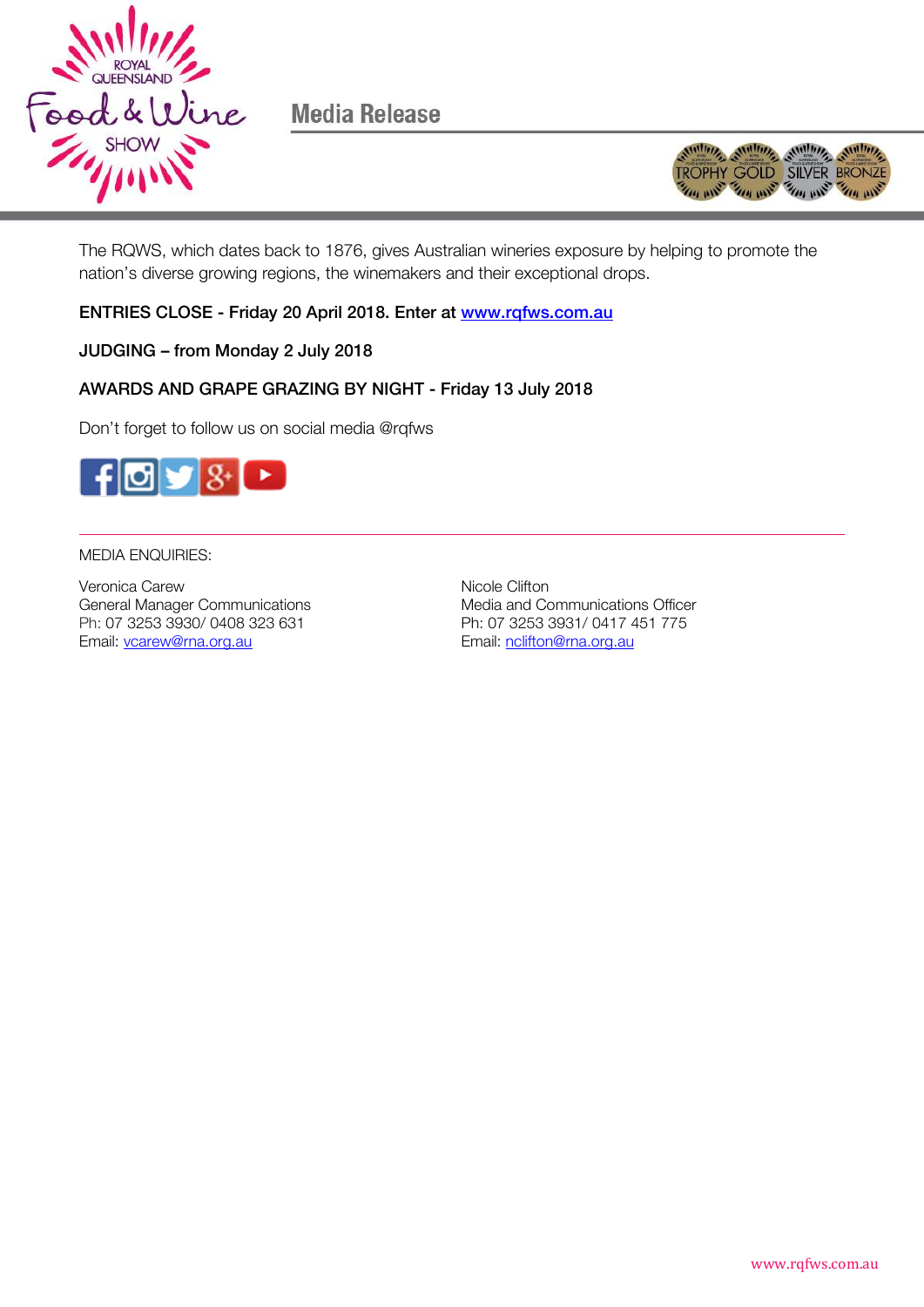The RQWS, which dates back to 1876, gives Australian wineries exposure by helping to promote the nation's diverse growing regions, the winemakers and their exceptional drops.

**ENTRIES CLOSE - Friday 20 April 2018. Enter at [www.rqfws.com.au](http://www.rqfws.com.au)**

**JUDGING – from Monday 2 July 2018**

**AWARDS AND GRAPE GRAZING BY NIGHT - Friday 13 July 2018**

Don't forget to follow us on social media @rqfws

---

MEDIA ENQUIRIES:

Veronica Carew
General Manager Communications
Ph: 07 3253 3930/ 0408 323 631
Email: vcarew@rna.org.au

Nicole Clifton
Media and Communications Officer
Ph: 07 3253 3931/ 0417 451 775
Email: nclifton@rna.org.au